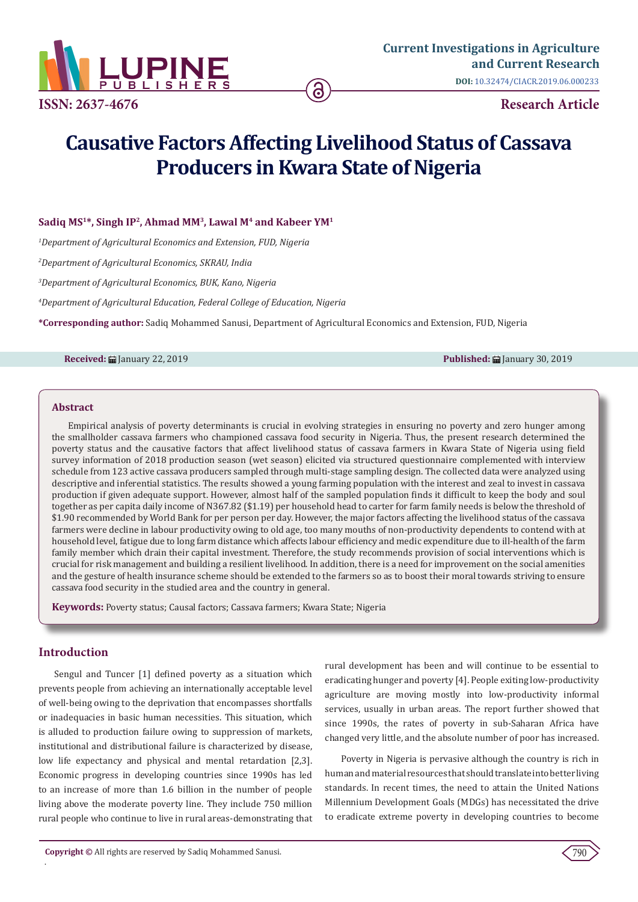ISSN: 2637-4676

Current Investigations in Agriculture and Current Research

DOI: 10.32474/CIACR.2019.06.000233

Research Article

# Causative Factors Affecting Livelihood Status of Cassava Producers in Kwara State of Nigeria

**Sadiq MS[1]\*, Singh IP[2], Ahmad MM[3], Lawal M[4] and Kabeer YM[1]**

*[1]Department of Agricultural Economics and Extension, FUD, Nigeria*

*[2]Department of Agricultural Economics, SKRAU, India*

*[3]Department of Agricultural Economics, BUK, Kano, Nigeria*

*[4]Department of Agricultural Education, Federal College of Education, Nigeria*

**\*Corresponding author:** Sadiq Mohammed Sanusi, Department of Agricultural Economics and Extension, FUD, Nigeria

**Received:** January 22, 2019 **Published:** January 30, 2019

## Abstract

Empirical analysis of poverty determinants is crucial in evolving strategies in ensuring no poverty and zero hunger among the smallholder cassava farmers who championed cassava food security in Nigeria. Thus, the present research determined the poverty status and the causative factors that affect livelihood status of cassava farmers in Kwara State of Nigeria using field survey information of 2018 production season (wet season) elicited via structured questionnaire complemented with interview schedule from 123 active cassava producers sampled through multi-stage sampling design. The collected data were analyzed using descriptive and inferential statistics. The results showed a young farming population with the interest and zeal to invest in cassava production if given adequate support. However, almost half of the sampled population finds it difficult to keep the body and soul together as per capita daily income of N367.82 ($1.19) per household head to carter for farm family needs is below the threshold of $1.90 recommended by World Bank for per person per day. However, the major factors affecting the livelihood status of the cassava farmers were decline in labour productivity owing to old age, too many mouths of non-productivity dependents to contend with at household level, fatigue due to long farm distance which affects labour efficiency and medic expenditure due to ill-health of the farm family member which drain their capital investment. Therefore, the study recommends provision of social interventions which is crucial for risk management and building a resilient livelihood. In addition, there is a need for improvement on the social amenities and the gesture of health insurance scheme should be extended to the farmers so as to boost their moral towards striving to ensure cassava food security in the studied area and the country in general.

**Keywords:** Poverty status; Causal factors; Cassava farmers; Kwara State; Nigeria

## Introduction

Sengul and Tuncer [1] defined poverty as a situation which prevents people from achieving an internationally acceptable level of well-being owing to the deprivation that encompasses shortfalls or inadequacies in basic human necessities. This situation, which is alluded to production failure owing to suppression of markets, institutional and distributional failure is characterized by disease, low life expectancy and physical and mental retardation [2,3]. Economic progress in developing countries since 1990s has led to an increase of more than 1.6 billion in the number of people living above the moderate poverty line. They include 750 million rural people who continue to live in rural areas-demonstrating that rural development has been and will continue to be essential to eradicating hunger and poverty [4]. People exiting low-productivity agriculture are moving mostly into low-productivity informal services, usually in urban areas. The report further showed that since 1990s, the rates of poverty in sub-Saharan Africa have changed very little, and the absolute number of poor has increased.

Poverty in Nigeria is pervasive although the country is rich in human and material resources that should translate into better living standards. In recent times, the need to attain the United Nations Millennium Development Goals (MDGs) has necessitated the drive to eradicate extreme poverty in developing countries to become

**Copyright ©** All rights are reserved by Sadiq Mohammed Sanusi.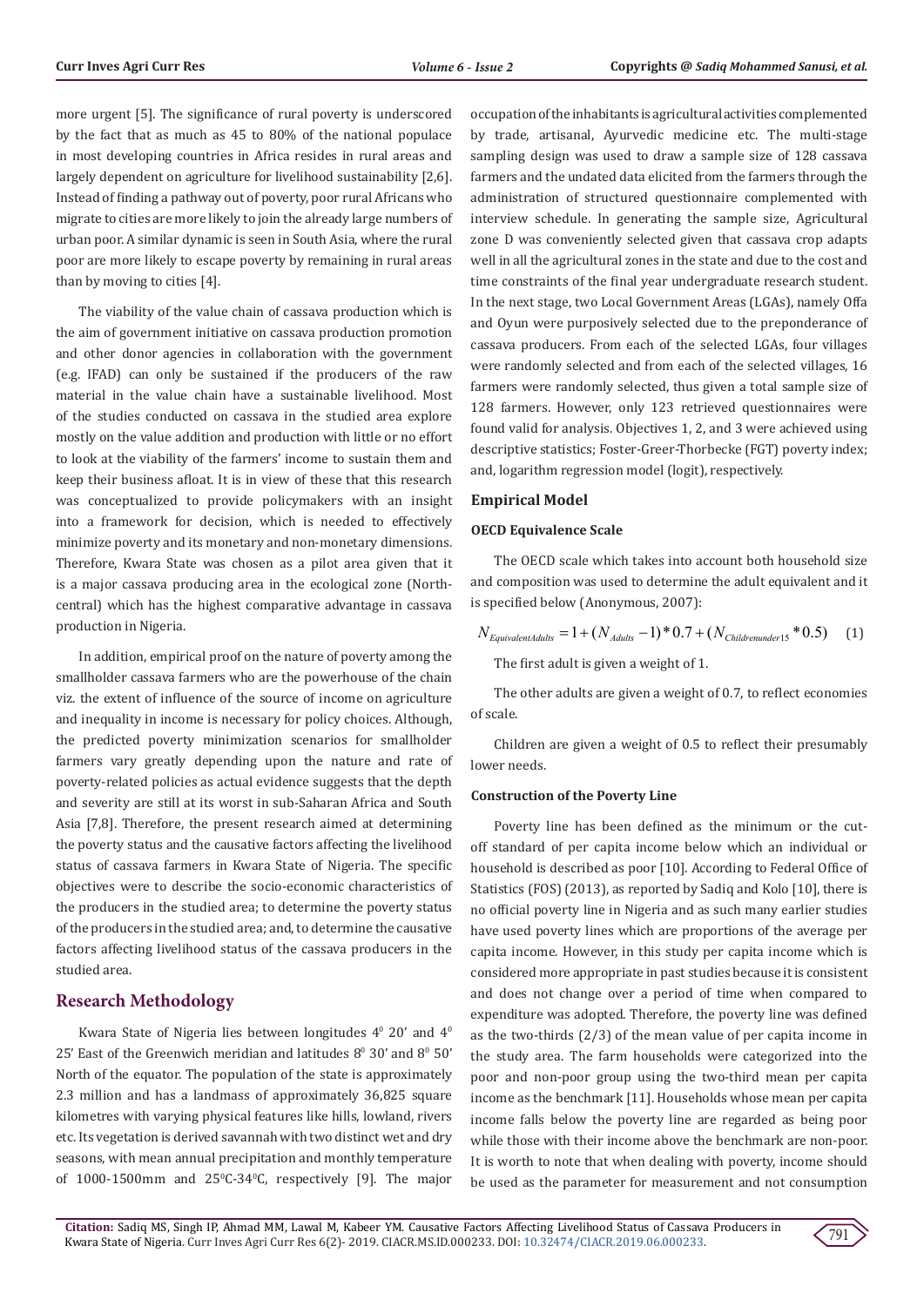more urgent [5]. The significance of rural poverty is underscored by the fact that as much as 45 to 80% of the national populace in most developing countries in Africa resides in rural areas and largely dependent on agriculture for livelihood sustainability [2,6]. Instead of finding a pathway out of poverty, poor rural Africans who migrate to cities are more likely to join the already large numbers of urban poor. A similar dynamic is seen in South Asia, where the rural poor are more likely to escape poverty by remaining in rural areas than by moving to cities [4].

The viability of the value chain of cassava production which is the aim of government initiative on cassava production promotion and other donor agencies in collaboration with the government (e.g. IFAD) can only be sustained if the producers of the raw material in the value chain have a sustainable livelihood. Most of the studies conducted on cassava in the studied area explore mostly on the value addition and production with little or no effort to look at the viability of the farmers' income to sustain them and keep their business afloat. It is in view of these that this research was conceptualized to provide policymakers with an insight into a framework for decision, which is needed to effectively minimize poverty and its monetary and non-monetary dimensions. Therefore, Kwara State was chosen as a pilot area given that it is a major cassava producing area in the ecological zone (North-central) which has the highest comparative advantage in cassava production in Nigeria.

In addition, empirical proof on the nature of poverty among the smallholder cassava farmers who are the powerhouse of the chain viz. the extent of influence of the source of income on agriculture and inequality in income is necessary for policy choices. Although, the predicted poverty minimization scenarios for smallholder farmers vary greatly depending upon the nature and rate of poverty-related policies as actual evidence suggests that the depth and severity are still at its worst in sub-Saharan Africa and South Asia [7,8]. Therefore, the present research aimed at determining the poverty status and the causative factors affecting the livelihood status of cassava farmers in Kwara State of Nigeria. The specific objectives were to describe the socio-economic characteristics of the producers in the studied area; to determine the poverty status of the producers in the studied area; and, to determine the causative factors affecting livelihood status of the cassava producers in the studied area.

## Research Methodology

Kwara State of Nigeria lies between longitudes $4^0$ 20' and $4^0$ 25' East of the Greenwich meridian and latitudes $8^0$ 30' and $8^0$ 50' North of the equator. The population of the state is approximately 2.3 million and has a landmass of approximately 36,825 square kilometres with varying physical features like hills, lowland, rivers etc. Its vegetation is derived savannah with two distinct wet and dry seasons, with mean annual precipitation and monthly temperature of 1000-1500mm and $25^0$C-$34^0$C, respectively [9]. The major occupation of the inhabitants is agricultural activities complemented by trade, artisanal, Ayurvedic medicine etc. The multi-stage sampling design was used to draw a sample size of 128 cassava farmers and the undated data elicited from the farmers through the administration of structured questionnaire complemented with interview schedule. In generating the sample size, Agricultural zone D was conveniently selected given that cassava crop adapts well in all the agricultural zones in the state and due to the cost and time constraints of the final year undergraduate research student. In the next stage, two Local Government Areas (LGAs), namely Offa and Oyun were purposively selected due to the preponderance of cassava producers. From each of the selected LGAs, four villages were randomly selected and from each of the selected villages, 16 farmers were randomly selected, thus given a total sample size of 128 farmers. However, only 123 retrieved questionnaires were found valid for analysis. Objectives 1, 2, and 3 were achieved using descriptive statistics; Foster-Greer-Thorbecke (FGT) poverty index; and, logarithm regression model (logit), respectively.

### Empirical Model

#### OECD Equivalence Scale

The OECD scale which takes into account both household size and composition was used to determine the adult equivalent and it is specified below (Anonymous, 2007):

$$N_{EquivalentAdults} = 1 + (N_{Adults} - 1) * 0.7 + (N_{Childrenunder15} * 0.5) \quad (1)$$

The first adult is given a weight of 1.

The other adults are given a weight of 0.7, to reflect economies of scale.

Children are given a weight of 0.5 to reflect their presumably lower needs.

#### Construction of the Poverty Line

Poverty line has been defined as the minimum or the cut-off standard of per capita income below which an individual or household is described as poor [10]. According to Federal Office of Statistics (FOS) (2013), as reported by Sadiq and Kolo [10], there is no official poverty line in Nigeria and as such many earlier studies have used poverty lines which are proportions of the average per capita income. However, in this study per capita income which is considered more appropriate in past studies because it is consistent and does not change over a period of time when compared to expenditure was adopted. Therefore, the poverty line was defined as the two-thirds (2/3) of the mean value of per capita income in the study area. The farm households were categorized into the poor and non-poor group using the two-third mean per capita income as the benchmark [11]. Households whose mean per capita income falls below the poverty line are regarded as being poor while those with their income above the benchmark are non-poor. It is worth to note that when dealing with poverty, income should be used as the parameter for measurement and not consumption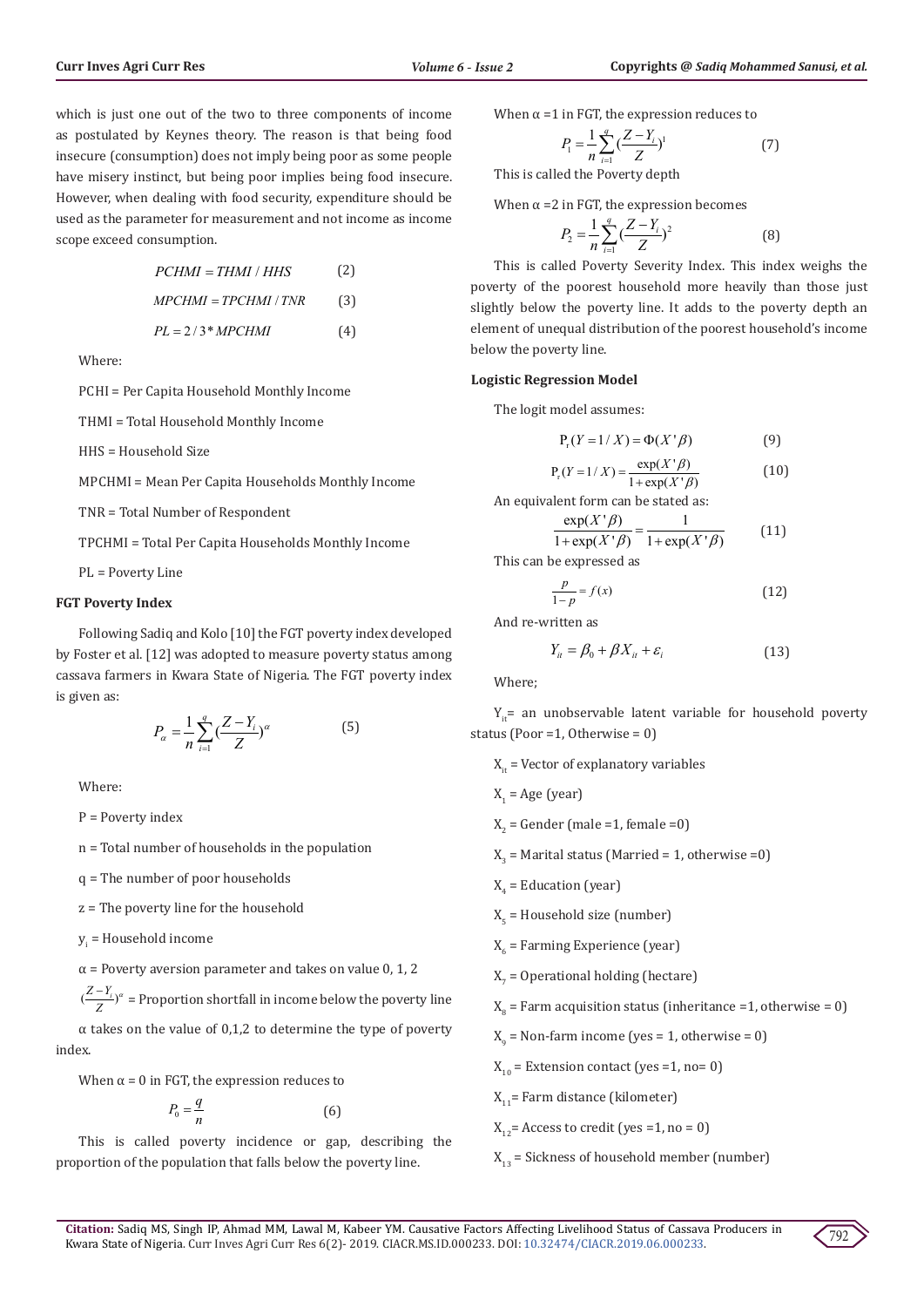which is just one out of the two to three components of income as postulated by Keynes theory. The reason is that being food insecure (consumption) does not imply being poor as some people have misery instinct, but being poor implies being food insecure. However, when dealing with food security, expenditure should be used as the parameter for measurement and not income as income scope exceed consumption.

$$PCHMI = THMI / HHS \quad (2)$$

$$MPCHMI = TPCHMI / TNR \quad (3)$$

$$PL = 2/3 * MPCHMI \quad (4)$$

Where:

PCHI = Per Capita Household Monthly Income

THMI = Total Household Monthly Income

HHS = Household Size

MPCHMI = Mean Per Capita Households Monthly Income

TNR = Total Number of Respondent

TPCHMI = Total Per Capita Households Monthly Income

PL = Poverty Line

### FGT Poverty Index

Following Sadiq and Kolo [10] the FGT poverty index developed by Foster et al. [12] was adopted to measure poverty status among cassava farmers in Kwara State of Nigeria. The FGT poverty index is given as:

$$P_\alpha = \frac{1}{n}\sum_{i=1}^{q}\left(\frac{Z - Y_i}{Z}\right)^\alpha \quad (5)$$

Where:

P = Poverty index

n = Total number of households in the population

q = The number of poor households

z = The poverty line for the household

$y_i$ = Household income

α = Poverty aversion parameter and takes on value 0, 1, 2

$\left(\frac{Z - Y_i}{Z}\right)^\alpha$ = Proportion shortfall in income below the poverty line

α takes on the value of 0,1,2 to determine the type of poverty index.

When α = 0 in FGT, the expression reduces to

$$P_0 = \frac{q}{n} \quad (6)$$

This is called poverty incidence or gap, describing the proportion of the population that falls below the poverty line.

When α =1 in FGT, the expression reduces to

$$P_1 = \frac{1}{n}\sum_{i=1}^{q}\left(\frac{Z - Y_i}{Z}\right)^1 \quad (7)$$

This is called the Poverty depth

When α =2 in FGT, the expression becomes

$$P_2 = \frac{1}{n}\sum_{i=1}^{q}\left(\frac{Z - Y_i}{Z}\right)^2 \quad (8)$$

This is called Poverty Severity Index. This index weighs the poverty of the poorest household more heavily than those just slightly below the poverty line. It adds to the poverty depth an element of unequal distribution of the poorest household's income below the poverty line.

### Logistic Regression Model

The logit model assumes:

$$P_r(Y = 1/X) = \Phi(X'\beta) \quad (9)$$

$$P_r(Y = 1/X) = \frac{\exp(X'\beta)}{1 + \exp(X'\beta)} \quad (10)$$

An equivalent form can be stated as:

$$\frac{\exp(X'\beta)}{1 + \exp(X'\beta)} = \frac{1}{1 + \exp(X'\beta)} \quad (11)$$

This can be expressed as

$$\frac{p}{1-p} = f(x) \quad (12)$$

And re-written as

$$Y_{it} = \beta_0 + \beta X_{it} + \varepsilon_i \quad (13)$$

Where;

$Y_{it}$= an unobservable latent variable for household poverty status (Poor =1, Otherwise = 0)

$X_{it}$ = Vector of explanatory variables

$X_1$ = Age (year)

$X_2$ = Gender (male =1, female =0)

$X_3$ = Marital status (Married = 1, otherwise =0)

$X_4$ = Education (year)

$X_5$ = Household size (number)

$X_6$ = Farming Experience (year)

$X_7$ = Operational holding (hectare)

$X_8$ = Farm acquisition status (inheritance =1, otherwise = 0)

$X_9$ = Non-farm income (yes = 1, otherwise = 0)

$X_{10}$ = Extension contact (yes =1, no= 0)

$X_{11}$= Farm distance (kilometer)

$X_{12}$= Access to credit (yes =1, no = 0)

$X_{13}$ = Sickness of household member (number)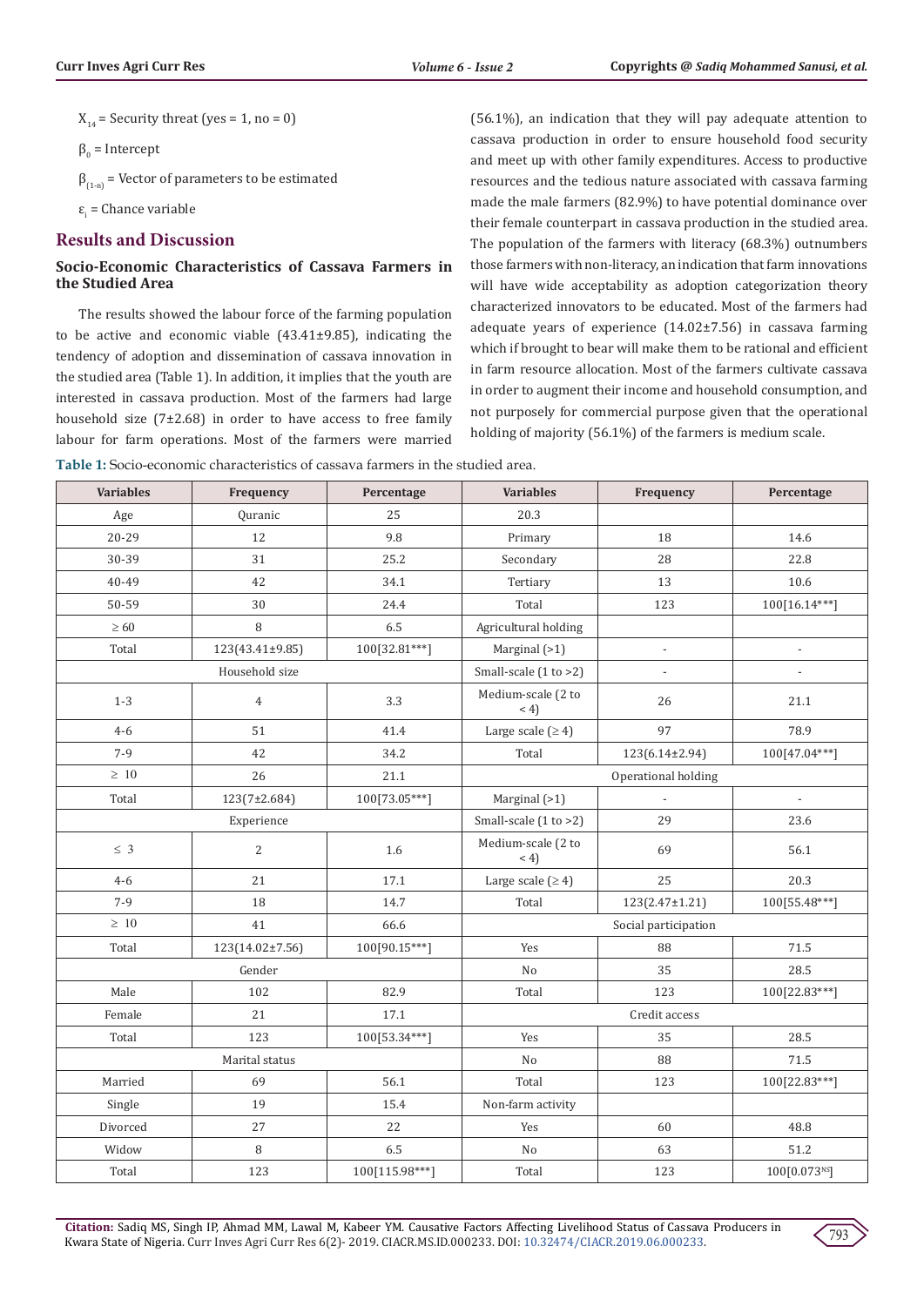$X_{14}$ = Security threat (yes = 1, no = 0)

$\beta_0$ = Intercept

$\beta_{(1-n)}$ = Vector of parameters to be estimated

$\varepsilon_i$ = Chance variable

## Results and Discussion

### Socio-Economic Characteristics of Cassava Farmers in the Studied Area

The results showed the labour force of the farming population to be active and economic viable (43.41±9.85), indicating the tendency of adoption and dissemination of cassava innovation in the studied area (Table 1). In addition, it implies that the youth are interested in cassava production. Most of the farmers had large household size (7±2.68) in order to have access to free family labour for farm operations. Most of the farmers were married (56.1%), an indication that they will pay adequate attention to cassava production in order to ensure household food security and meet up with other family expenditures. Access to productive resources and the tedious nature associated with cassava farming made the male farmers (82.9%) to have potential dominance over their female counterpart in cassava production in the studied area. The population of the farmers with literacy (68.3%) outnumbers those farmers with non-literacy, an indication that farm innovations will have wide acceptability as adoption categorization theory characterized innovators to be educated. Most of the farmers had adequate years of experience (14.02±7.56) in cassava farming which if brought to bear will make them to be rational and efficient in farm resource allocation. Most of the farmers cultivate cassava in order to augment their income and household consumption, and not purposely for commercial purpose given that the operational holding of majority (56.1%) of the farmers is medium scale.

**Table 1:** Socio-economic characteristics of cassava farmers in the studied area.

| Variables | Frequency | Percentage | Variables | Frequency | Percentage |
|---|---|---|---|---|---|
| Age | Quranic | 25 | 20.3 | | |
| 20-29 | 12 | 9.8 | Primary | 18 | 14.6 |
| 30-39 | 31 | 25.2 | Secondary | 28 | 22.8 |
| 40-49 | 42 | 34.1 | Tertiary | 13 | 10.6 |
| 50-59 | 30 | 24.4 | Total | 123 | 100[16.14***] |
| ≥ 60 | 8 | 6.5 | Agricultural holding | | |
| Total | 123(43.41±9.85) | 100[32.81***] | Marginal (>1) | - | - |
| Household size | | | Small-scale (1 to >2) | - | - |
| 1-3 | 4 | 3.3 | Medium-scale (2 to < 4) | 26 | 21.1 |
| 4-6 | 51 | 41.4 | Large scale (≥ 4) | 97 | 78.9 |
| 7-9 | 42 | 34.2 | Total | 123(6.14±2.94) | 100[47.04***] |
| ≥ 10 | 26 | 21.1 | Operational holding | | |
| Total | 123(7±2.684) | 100[73.05***] | Marginal (>1) | - | - |
| Experience | | | Small-scale (1 to >2) | 29 | 23.6 |
| ≤ 3 | 2 | 1.6 | Medium-scale (2 to < 4) | 69 | 56.1 |
| 4-6 | 21 | 17.1 | Large scale (≥ 4) | 25 | 20.3 |
| 7-9 | 18 | 14.7 | Total | 123(2.47±1.21) | 100[55.48***] |
| ≥ 10 | 41 | 66.6 | Social participation | | |
| Total | 123(14.02±7.56) | 100[90.15***] | Yes | 88 | 71.5 |
| Gender | | | No | 35 | 28.5 |
| Male | 102 | 82.9 | Total | 123 | 100[22.83***] |
| Female | 21 | 17.1 | Credit access | | |
| Total | 123 | 100[53.34***] | Yes | 35 | 28.5 |
| Marital status | | | No | 88 | 71.5 |
| Married | 69 | 56.1 | Total | 123 | 100[22.83***] |
| Single | 19 | 15.4 | Non-farm activity | | |
| Divorced | 27 | 22 | Yes | 60 | 48.8 |
| Widow | 8 | 6.5 | No | 63 | 51.2 |
| Total | 123 | 100[115.98***] | Total | 123 | 100[0.073$^{NS}$] |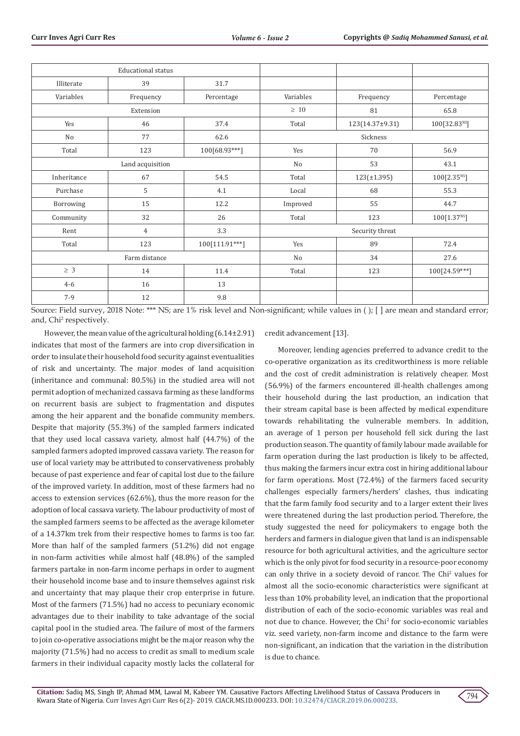| Educational status | | | | | |
|---|---|---|---|---|---|
| Illiterate | 39 | 31.7 | | | |
| Variables | Frequency | Percentage | Variables | Frequency | Percentage |
| Extension | | | ≥ 10 | 81 | 65.8 |
| Yes | 46 | 37.4 | Total | 123(14.37±9.31) | 100[32.83$^{NS}$] |
| No | 77 | 62.6 | Sickness | | |
| Total | 123 | 100[68.93***] | Yes | 70 | 56.9 |
| Land acquisition | | | No | 53 | 43.1 |
| Inheritance | 67 | 54.5 | Total | 123(±1.395) | 100[2.35$^{NS}$] |
| Purchase | 5 | 4.1 | Local | 68 | 55.3 |
| Borrowing | 15 | 12.2 | Improved | 55 | 44.7 |
| Community | 32 | 26 | Total | 123 | 100[1.37$^{NS}$] |
| Rent | 4 | 3.3 | Security threat | | |
| Total | 123 | 100[111.91***] | Yes | 89 | 72.4 |
| Farm distance | | | No | 34 | 27.6 |
| ≥ 3 | 14 | 11.4 | Total | 123 | 100[24.59***] |
| 4-6 | 16 | 13 | | | |
| 7-9 | 12 | 9.8 | | | |

Source: Field survey, 2018 Note: *** NS; are 1% risk level and Non-significant; while values in ( ); [ ] are mean and standard error; and, Chi$^2$ respectively.

However, the mean value of the agricultural holding (6.14±2.91) indicates that most of the farmers are into crop diversification in order to insulate their household food security against eventualities of risk and uncertainty. The major modes of land acquisition (inheritance and communal: 80.5%) in the studied area will not permit adoption of mechanized cassava farming as these landforms on recurrent basis are subject to fragmentation and disputes among the heir apparent and the bonafide community members. Despite that majority (55.3%) of the sampled farmers indicated that they used local cassava variety, almost half (44.7%) of the sampled farmers adopted improved cassava variety. The reason for use of local variety may be attributed to conservativeness probably because of past experience and fear of capital lost due to the failure of the improved variety. In addition, most of these farmers had no access to extension services (62.6%), thus the more reason for the adoption of local cassava variety. The labour productivity of most of the sampled farmers seems to be affected as the average kilometer of a 14.37km trek from their respective homes to farms is too far. More than half of the sampled farmers (51.2%) did not engage in non-farm activities while almost half (48.8%) of the sampled farmers partake in non-farm income perhaps in order to augment their household income base and to insure themselves against risk and uncertainty that may plaque their crop enterprise in future. Most of the farmers (71.5%) had no access to pecuniary economic advantages due to their inability to take advantage of the social capital pool in the studied area. The failure of most of the farmers to join co-operative associations might be the major reason why the majority (71.5%) had no access to credit as small to medium scale farmers in their individual capacity mostly lacks the collateral for credit advancement [13].

Moreover, lending agencies preferred to advance credit to the co-operative organization as its creditworthiness is more reliable and the cost of credit administration is relatively cheaper. Most (56.9%) of the farmers encountered ill-health challenges among their household during the last production, an indication that their stream capital base is been affected by medical expenditure towards rehabilitating the vulnerable members. In addition, an average of 1 person per household fell sick during the last production season. The quantity of family labour made available for farm operation during the last production is likely to be affected, thus making the farmers incur extra cost in hiring additional labour for farm operations. Most (72.4%) of the farmers faced security challenges especially farmers/herders' clashes, thus indicating that the farm family food security and to a larger extent their lives were threatened during the last production period. Therefore, the study suggested the need for policymakers to engage both the herders and farmers in dialogue given that land is an indispensable resource for both agricultural activities, and the agriculture sector which is the only pivot for food security in a resource-poor economy can only thrive in a society devoid of rancor. The Chi$^2$ values for almost all the socio-economic characteristics were significant at less than 10% probability level, an indication that the proportional distribution of each of the socio-economic variables was real and not due to chance. However, the Chi$^2$ for socio-economic variables viz. seed variety, non-farm income and distance to the farm were non-significant, an indication that the variation in the distribution is due to chance.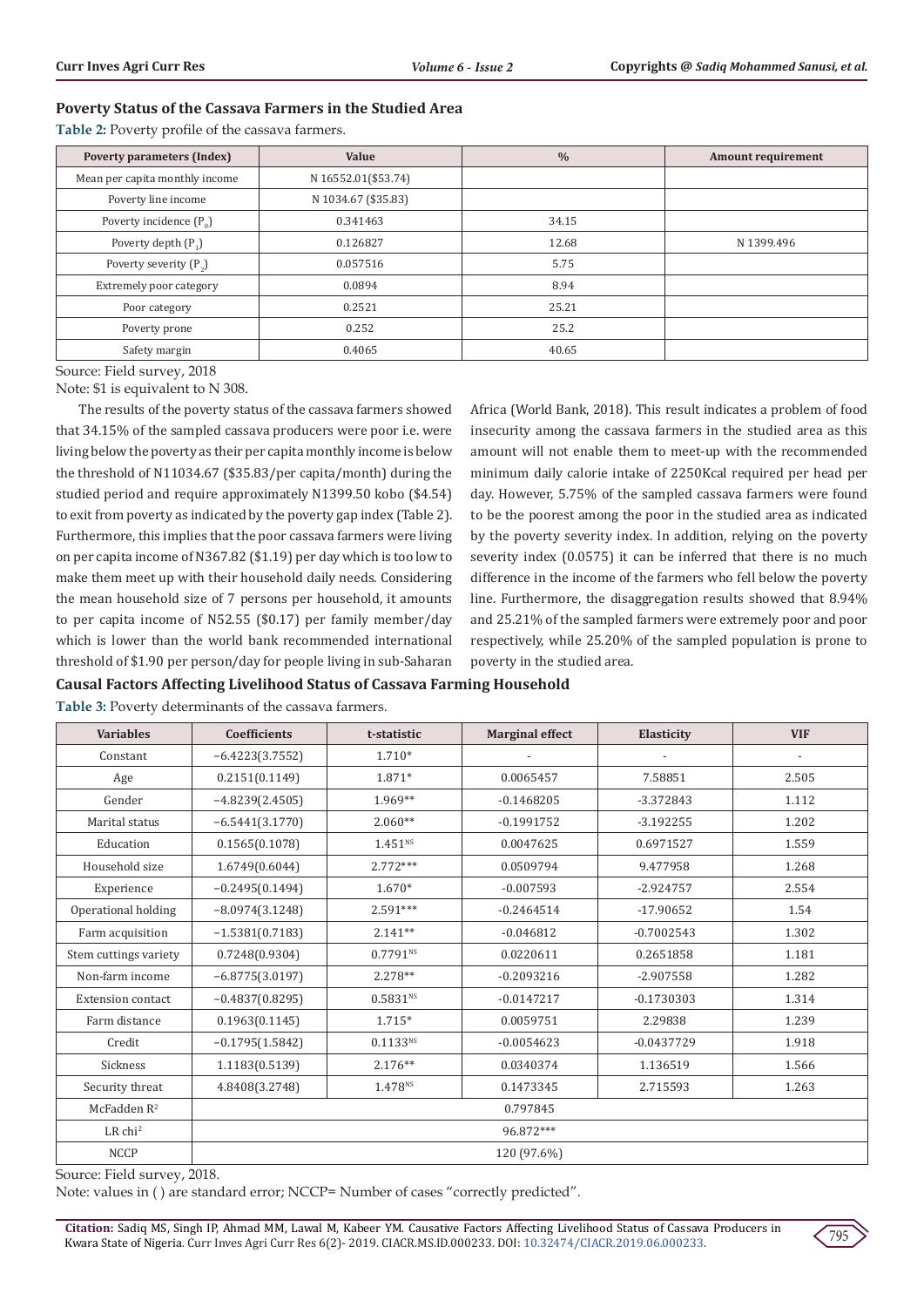### Poverty Status of the Cassava Farmers in the Studied Area

**Table 2:** Poverty profile of the cassava farmers.

| Poverty parameters (Index) | Value | % | Amount requirement |
|---|---|---|---|
| Mean per capita monthly income | N 16552.01($53.74) | | |
| Poverty line income | N 1034.67 ($35.83) | | |
| Poverty incidence ($P_0$) | 0.341463 | 34.15 | |
| Poverty depth ($P_1$) | 0.126827 | 12.68 | N 1399.496 |
| Poverty severity ($P_2$) | 0.057516 | 5.75 | |
| Extremely poor category | 0.0894 | 8.94 | |
| Poor category | 0.2521 | 25.21 | |
| Poverty prone | 0.252 | 25.2 | |
| Safety margin | 0.4065 | 40.65 | |

Source: Field survey, 2018

Note: $1 is equivalent to N 308.

The results of the poverty status of the cassava farmers showed that 34.15% of the sampled cassava producers were poor i.e. were living below the poverty as their per capita monthly income is below the threshold of N11034.67 ($35.83/per capita/month) during the studied period and require approximately N1399.50 kobo ($4.54) to exit from poverty as indicated by the poverty gap index (Table 2). Furthermore, this implies that the poor cassava farmers were living on per capita income of N367.82 ($1.19) per day which is too low to make them meet up with their household daily needs. Considering the mean household size of 7 persons per household, it amounts to per capita income of N52.55 ($0.17) per family member/day which is lower than the world bank recommended international threshold of $1.90 per person/day for people living in sub-Saharan Africa (World Bank, 2018). This result indicates a problem of food insecurity among the cassava farmers in the studied area as this amount will not enable them to meet-up with the recommended minimum daily calorie intake of 2250Kcal required per head per day. However, 5.75% of the sampled cassava farmers were found to be the poorest among the poor in the studied area as indicated by the poverty severity index. In addition, relying on the poverty severity index (0.0575) it can be inferred that there is no much difference in the income of the farmers who fell below the poverty line. Furthermore, the disaggregation results showed that 8.94% and 25.21% of the sampled farmers were extremely poor and poor respectively, while 25.20% of the sampled population is prone to poverty in the studied area.

### Causal Factors Affecting Livelihood Status of Cassava Farming Household

**Table 3:** Poverty determinants of the cassava farmers.

| Variables | Coefficients | t-statistic | Marginal effect | Elasticity | VIF |
|---|---|---|---|---|---|
| Constant | −6.4223(3.7552) | 1.710* | - | - | - |
| Age | 0.2151(0.1149) | 1.871* | 0.0065457 | 7.58851 | 2.505 |
| Gender | −4.8239(2.4505) | 1.969** | -0.1468205 | -3.372843 | 1.112 |
| Marital status | −6.5441(3.1770) | 2.060** | -0.1991752 | -3.192255 | 1.202 |
| Education | 0.1565(0.1078) | 1.451$^{NS}$ | 0.0047625 | 0.6971527 | 1.559 |
| Household size | 1.6749(0.6044) | 2.772*** | 0.0509794 | 9.477958 | 1.268 |
| Experience | −0.2495(0.1494) | 1.670* | -0.007593 | -2.924757 | 2.554 |
| Operational holding | −8.0974(3.1248) | 2.591*** | -0.2464514 | -17.90652 | 1.54 |
| Farm acquisition | −1.5381(0.7183) | 2.141** | -0.046812 | -0.7002543 | 1.302 |
| Stem cuttings variety | 0.7248(0.9304) | 0.7791$^{NS}$ | 0.0220611 | 0.2651858 | 1.181 |
| Non-farm income | −6.8775(3.0197) | 2.278** | -0.2093216 | -2.907558 | 1.282 |
| Extension contact | −0.4837(0.8295) | 0.5831$^{NS}$ | -0.0147217 | -0.1730303 | 1.314 |
| Farm distance | 0.1963(0.1145) | 1.715* | 0.0059751 | 2.29838 | 1.239 |
| Credit | −0.1795(1.5842) | 0.1133$^{NS}$ | -0.0054623 | -0.0437729 | 1.918 |
| Sickness | 1.1183(0.5139) | 2.176** | 0.0340374 | 1.136519 | 1.566 |
| Security threat | 4.8408(3.2748) | 1.478$^{NS}$ | 0.1473345 | 2.715593 | 1.263 |
| McFadden $R^2$ | 0.797845 | | | | |
| LR $chi^2$ | 96.872*** | | | | |
| NCCP | 120 (97.6%) | | | | |

Source: Field survey, 2018.

Note: values in ( ) are standard error; NCCP= Number of cases "correctly predicted".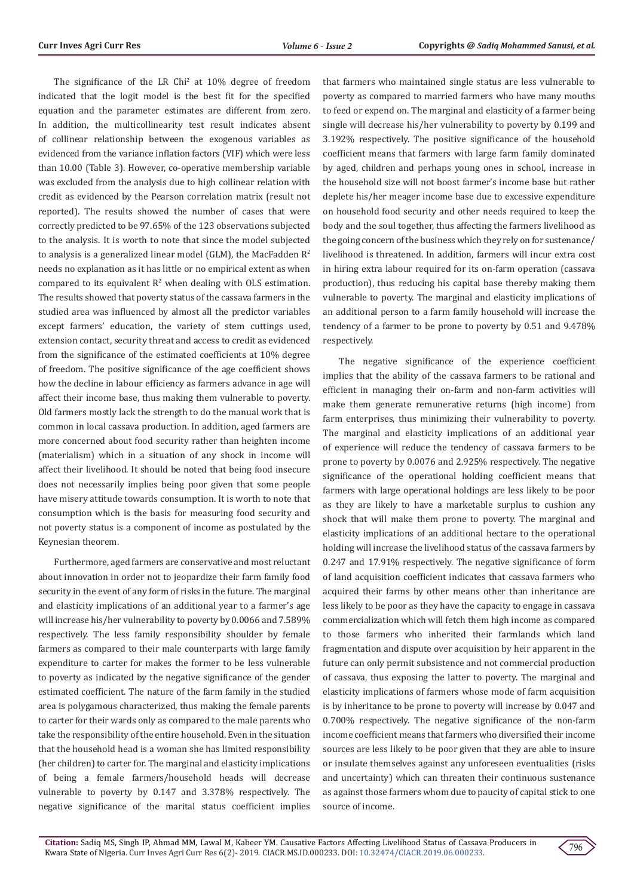The significance of the LR Chi$^2$ at 10% degree of freedom indicated that the logit model is the best fit for the specified equation and the parameter estimates are different from zero. In addition, the multicollinearity test result indicates absent of collinear relationship between the exogenous variables as evidenced from the variance inflation factors (VIF) which were less than 10.00 (Table 3). However, co-operative membership variable was excluded from the analysis due to high collinear relation with credit as evidenced by the Pearson correlation matrix (result not reported). The results showed the number of cases that were correctly predicted to be 97.65% of the 123 observations subjected to the analysis. It is worth to note that since the model subjected to analysis is a generalized linear model (GLM), the MacFadden $R^2$ needs no explanation as it has little or no empirical extent as when compared to its equivalent $R^2$ when dealing with OLS estimation. The results showed that poverty status of the cassava farmers in the studied area was influenced by almost all the predictor variables except farmers' education, the variety of stem cuttings used, extension contact, security threat and access to credit as evidenced from the significance of the estimated coefficients at 10% degree of freedom. The positive significance of the age coefficient shows how the decline in labour efficiency as farmers advance in age will affect their income base, thus making them vulnerable to poverty. Old farmers mostly lack the strength to do the manual work that is common in local cassava production. In addition, aged farmers are more concerned about food security rather than heighten income (materialism) which in a situation of any shock in income will affect their livelihood. It should be noted that being food insecure does not necessarily implies being poor given that some people have misery attitude towards consumption. It is worth to note that consumption which is the basis for measuring food security and not poverty status is a component of income as postulated by the Keynesian theorem.

Furthermore, aged farmers are conservative and most reluctant about innovation in order not to jeopardize their farm family food security in the event of any form of risks in the future. The marginal and elasticity implications of an additional year to a farmer's age will increase his/her vulnerability to poverty by 0.0066 and 7.589% respectively. The less family responsibility shoulder by female farmers as compared to their male counterparts with large family expenditure to carter for makes the former to be less vulnerable to poverty as indicated by the negative significance of the gender estimated coefficient. The nature of the farm family in the studied area is polygamous characterized, thus making the female parents to carter for their wards only as compared to the male parents who take the responsibility of the entire household. Even in the situation that the household head is a woman she has limited responsibility (her children) to carter for. The marginal and elasticity implications of being a female farmers/household heads will decrease vulnerable to poverty by 0.147 and 3.378% respectively. The negative significance of the marital status coefficient implies that farmers who maintained single status are less vulnerable to poverty as compared to married farmers who have many mouths to feed or expend on. The marginal and elasticity of a farmer being single will decrease his/her vulnerability to poverty by 0.199 and 3.192% respectively. The positive significance of the household coefficient means that farmers with large farm family dominated by aged, children and perhaps young ones in school, increase in the household size will not boost farmer's income base but rather deplete his/her meager income base due to excessive expenditure on household food security and other needs required to keep the body and the soul together, thus affecting the farmers livelihood as the going concern of the business which they rely on for sustenance/livelihood is threatened. In addition, farmers will incur extra cost in hiring extra labour required for its on-farm operation (cassava production), thus reducing his capital base thereby making them vulnerable to poverty. The marginal and elasticity implications of an additional person to a farm family household will increase the tendency of a farmer to be prone to poverty by 0.51 and 9.478% respectively.

The negative significance of the experience coefficient implies that the ability of the cassava farmers to be rational and efficient in managing their on-farm and non-farm activities will make them generate remunerative returns (high income) from farm enterprises, thus minimizing their vulnerability to poverty. The marginal and elasticity implications of an additional year of experience will reduce the tendency of cassava farmers to be prone to poverty by 0.0076 and 2.925% respectively. The negative significance of the operational holding coefficient means that farmers with large operational holdings are less likely to be poor as they are likely to have a marketable surplus to cushion any shock that will make them prone to poverty. The marginal and elasticity implications of an additional hectare to the operational holding will increase the livelihood status of the cassava farmers by 0.247 and 17.91% respectively. The negative significance of form of land acquisition coefficient indicates that cassava farmers who acquired their farms by other means other than inheritance are less likely to be poor as they have the capacity to engage in cassava commercialization which will fetch them high income as compared to those farmers who inherited their farmlands which land fragmentation and dispute over acquisition by heir apparent in the future can only permit subsistence and not commercial production of cassava, thus exposing the latter to poverty. The marginal and elasticity implications of farmers whose mode of farm acquisition is by inheritance to be prone to poverty will increase by 0.047 and 0.700% respectively. The negative significance of the non-farm income coefficient means that farmers who diversified their income sources are less likely to be poor given that they are able to insure or insulate themselves against any unforeseen eventualities (risks and uncertainty) which can threaten their continuous sustenance as against those farmers whom due to paucity of capital stick to one source of income.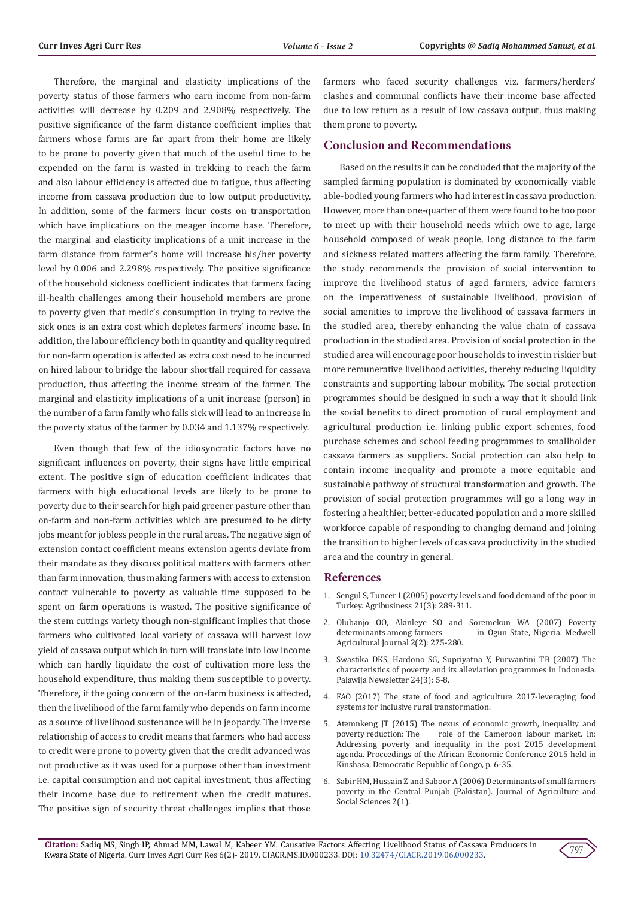Therefore, the marginal and elasticity implications of the poverty status of those farmers who earn income from non-farm activities will decrease by 0.209 and 2.908% respectively. The positive significance of the farm distance coefficient implies that farmers whose farms are far apart from their home are likely to be prone to poverty given that much of the useful time to be expended on the farm is wasted in trekking to reach the farm and also labour efficiency is affected due to fatigue, thus affecting income from cassava production due to low output productivity. In addition, some of the farmers incur costs on transportation which have implications on the meager income base. Therefore, the marginal and elasticity implications of a unit increase in the farm distance from farmer's home will increase his/her poverty level by 0.006 and 2.298% respectively. The positive significance of the household sickness coefficient indicates that farmers facing ill-health challenges among their household members are prone to poverty given that medic's consumption in trying to revive the sick ones is an extra cost which depletes farmers' income base. In addition, the labour efficiency both in quantity and quality required for non-farm operation is affected as extra cost need to be incurred on hired labour to bridge the labour shortfall required for cassava production, thus affecting the income stream of the farmer. The marginal and elasticity implications of a unit increase (person) in the number of a farm family who falls sick will lead to an increase in the poverty status of the farmer by 0.034 and 1.137% respectively.

Even though that few of the idiosyncratic factors have no significant influences on poverty, their signs have little empirical extent. The positive sign of education coefficient indicates that farmers with high educational levels are likely to be prone to poverty due to their search for high paid greener pasture other than on-farm and non-farm activities which are presumed to be dirty jobs meant for jobless people in the rural areas. The negative sign of extension contact coefficient means extension agents deviate from their mandate as they discuss political matters with farmers other than farm innovation, thus making farmers with access to extension contact vulnerable to poverty as valuable time supposed to be spent on farm operations is wasted. The positive significance of the stem cuttings variety though non-significant implies that those farmers who cultivated local variety of cassava will harvest low yield of cassava output which in turn will translate into low income which can hardly liquidate the cost of cultivation more less the household expenditure, thus making them susceptible to poverty. Therefore, if the going concern of the on-farm business is affected, then the livelihood of the farm family who depends on farm income as a source of livelihood sustenance will be in jeopardy. The inverse relationship of access to credit means that farmers who had access to credit were prone to poverty given that the credit advanced was not productive as it was used for a purpose other than investment i.e. capital consumption and not capital investment, thus affecting their income base due to retirement when the credit matures. The positive sign of security threat challenges implies that those farmers who faced security challenges viz. farmers/herders' clashes and communal conflicts have their income base affected due to low return as a result of low cassava output, thus making them prone to poverty.

## Conclusion and Recommendations

Based on the results it can be concluded that the majority of the sampled farming population is dominated by economically viable able-bodied young farmers who had interest in cassava production. However, more than one-quarter of them were found to be too poor to meet up with their household needs which owe to age, large household composed of weak people, long distance to the farm and sickness related matters affecting the farm family. Therefore, the study recommends the provision of social intervention to improve the livelihood status of aged farmers, advice farmers on the imperativeness of sustainable livelihood, provision of social amenities to improve the livelihood of cassava farmers in the studied area, thereby enhancing the value chain of cassava production in the studied area. Provision of social protection in the studied area will encourage poor households to invest in riskier but more remunerative livelihood activities, thereby reducing liquidity constraints and supporting labour mobility. The social protection programmes should be designed in such a way that it should link the social benefits to direct promotion of rural employment and agricultural production i.e. linking public export schemes, food purchase schemes and school feeding programmes to smallholder cassava farmers as suppliers. Social protection can also help to contain income inequality and promote a more equitable and sustainable pathway of structural transformation and growth. The provision of social protection programmes will go a long way in fostering a healthier, better-educated population and a more skilled workforce capable of responding to changing demand and joining the transition to higher levels of cassava productivity in the studied area and the country in general.

## References

1. Sengul S, Tuncer I (2005) poverty levels and food demand of the poor in Turkey. Agribusiness 21(3): 289-311.
2. Olubanjo OO, Akinleye SO and Soremekun WA (2007) Poverty determinants among farmers in Ogun State, Nigeria. Medwell Agricultural Journal 2(2): 275-280.
3. Swastika DKS, Hardono SG, Supriyatna Y, Purwantini TB (2007) The characteristics of poverty and its alleviation programmes in Indonesia. Palawija Newsletter 24(3): 5-8.
4. FAO (2017) The state of food and agriculture 2017-leveraging food systems for inclusive rural transformation.
5. Atemnkeng JT (2015) The nexus of economic growth, inequality and poverty reduction: The role of the Cameroon labour market. In: Addressing poverty and inequality in the post 2015 development agenda. Proceedings of the African Economic Conference 2015 held in Kinshasa, Democratic Republic of Congo, p. 6-35.
6. Sabir HM, Hussain Z and Saboor A (2006) Determinants of small farmers poverty in the Central Punjab (Pakistan). Journal of Agriculture and Social Sciences 2(1).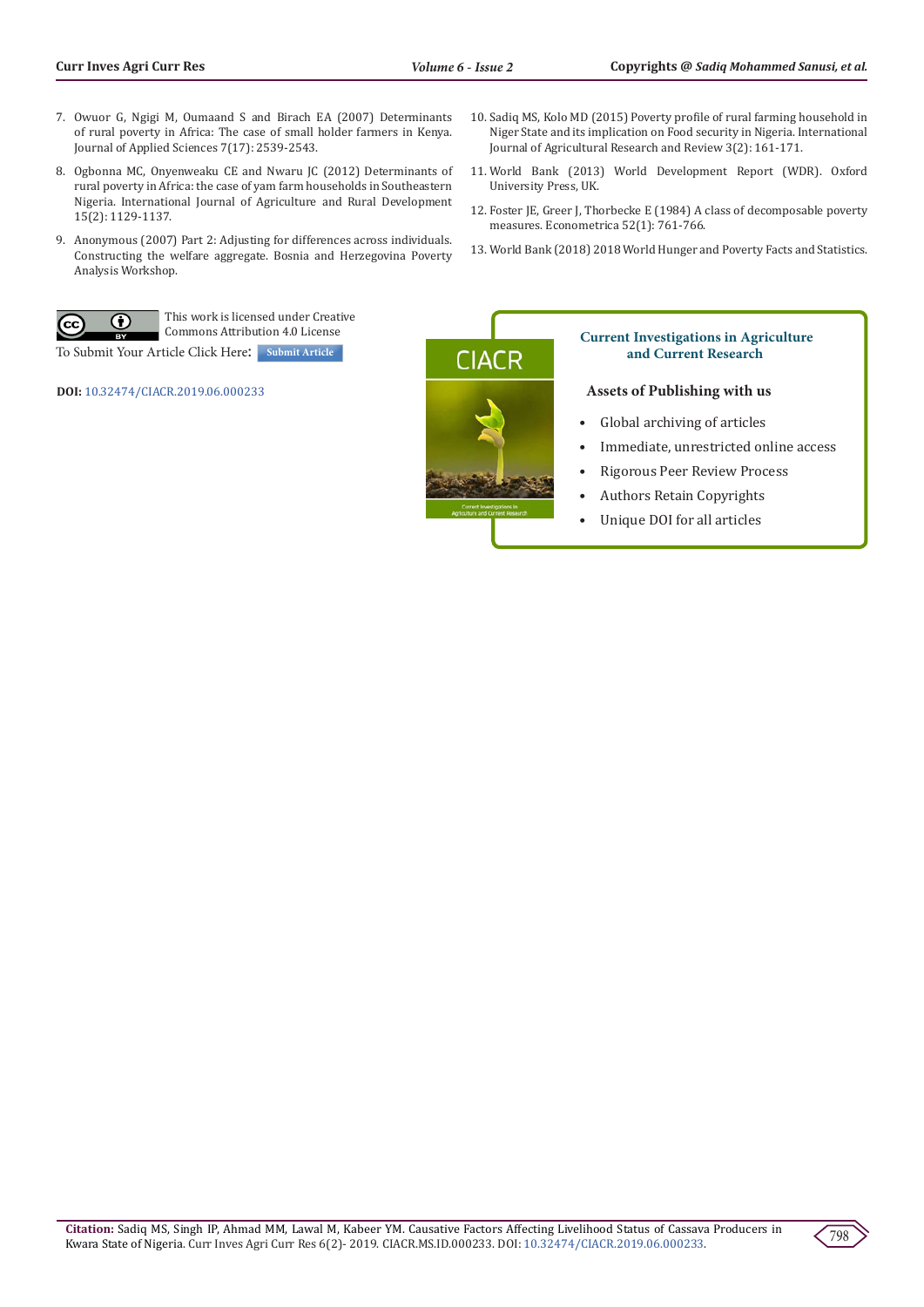7. Owuor G, Ngigi M, Oumaand S and Birach EA (2007) Determinants of rural poverty in Africa: The case of small holder farmers in Kenya. Journal of Applied Sciences 7(17): 2539-2543.
8. Ogbonna MC, Onyenweaku CE and Nwaru JC (2012) Determinants of rural poverty in Africa: the case of yam farm households in Southeastern Nigeria. International Journal of Agriculture and Rural Development 15(2): 1129-1137.
9. Anonymous (2007) Part 2: Adjusting for differences across individuals. Constructing the welfare aggregate. Bosnia and Herzegovina Poverty Analysis Workshop.
10. Sadiq MS, Kolo MD (2015) Poverty profile of rural farming household in Niger State and its implication on Food security in Nigeria. International Journal of Agricultural Research and Review 3(2): 161-171.
11. World Bank (2013) World Development Report (WDR). Oxford University Press, UK.
12. Foster JE, Greer J, Thorbecke E (1984) A class of decomposable poverty measures. Econometrica 52(1): 761-766.
13. World Bank (2018) 2018 World Hunger and Poverty Facts and Statistics.

This work is licensed under Creative Commons Attribution 4.0 License

To Submit Your Article Click Here: Submit Article

**DOI:** 10.32474/CIACR.2019.06.000233

**Current Investigations in Agriculture and Current Research**

**Assets of Publishing with us**

- Global archiving of articles
- Immediate, unrestricted online access
- Rigorous Peer Review Process
- Authors Retain Copyrights
- Unique DOI for all articles

**Citation:** Sadiq MS, Singh IP, Ahmad MM, Lawal M, Kabeer YM. Causative Factors Affecting Livelihood Status of Cassava Producers in Kwara State of Nigeria. Curr Inves Agri Curr Res 6(2)- 2019. CIACR.MS.ID.000233. DOI: 10.32474/CIACR.2019.06.000233.